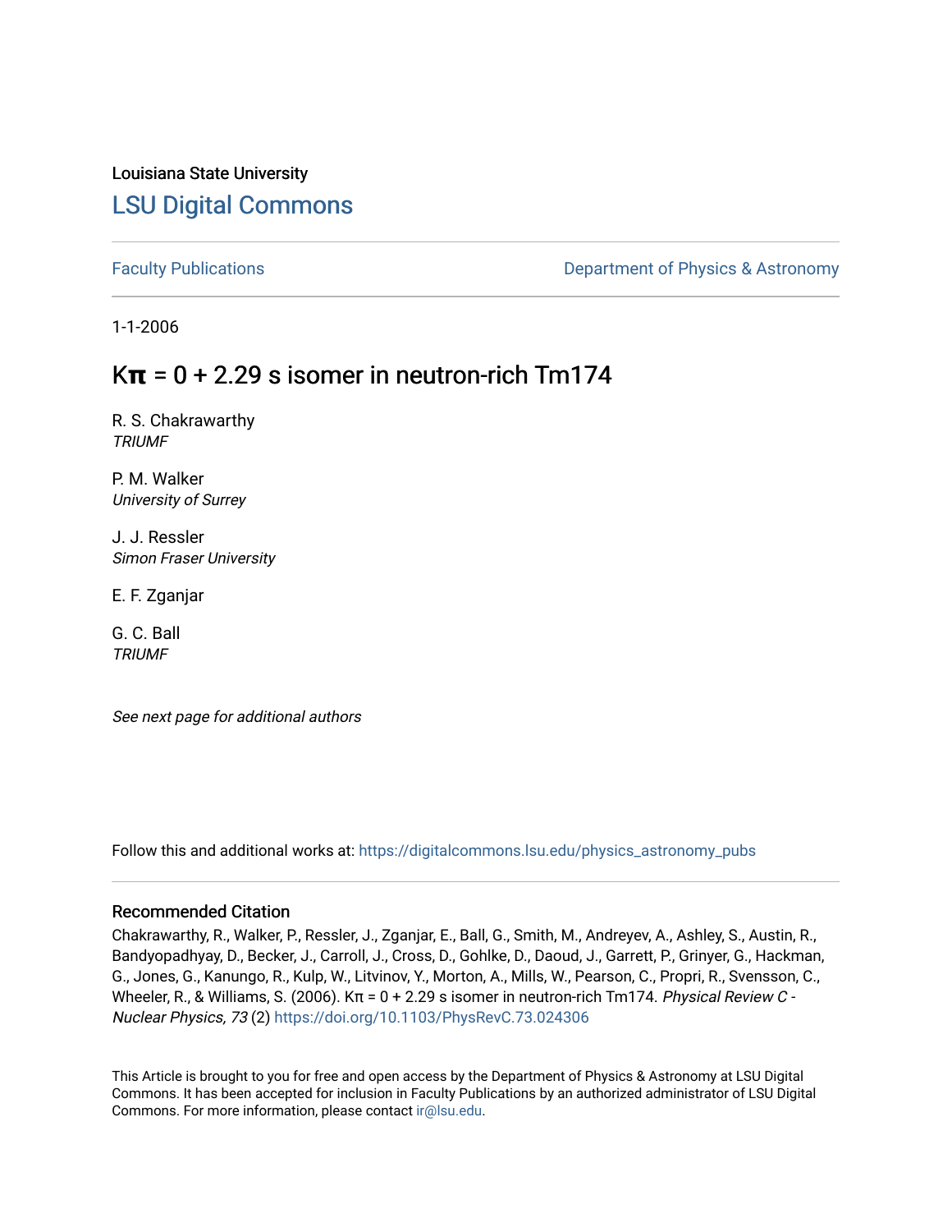Louisiana State University

# LSU Digital Commons

Faculty Publications

Department of Physics & Astronomy

1-1-2006

## $K\pi = 0 + 2.29$ s isomer in neutron-rich Tm174

R. S. Chakrawarthy
*TRIUMF*

P. M. Walker
*University of Surrey*

J. J. Ressler
*Simon Fraser University*

E. F. Zganjar

G. C. Ball
*TRIUMF*

*See next page for additional authors*

Follow this and additional works at: https://digitalcommons.lsu.edu/physics_astronomy_pubs

### Recommended Citation

Chakrawarthy, R., Walker, P., Ressler, J., Zganjar, E., Ball, G., Smith, M., Andreyev, A., Ashley, S., Austin, R., Bandyopadhyay, D., Becker, J., Carroll, J., Cross, D., Gohlke, D., Daoud, J., Garrett, P., Grinyer, G., Hackman, G., Jones, G., Kanungo, R., Kulp, W., Litvinov, Y., Morton, A., Mills, W., Pearson, C., Propri, R., Svensson, C., Wheeler, R., & Williams, S. (2006). Kπ = 0 + 2.29 s isomer in neutron-rich Tm174. *Physical Review C - Nuclear Physics, 73* (2) https://doi.org/10.1103/PhysRevC.73.024306

This Article is brought to you for free and open access by the Department of Physics & Astronomy at LSU Digital Commons. It has been accepted for inclusion in Faculty Publications by an authorized administrator of LSU Digital Commons. For more information, please contact ir@lsu.edu.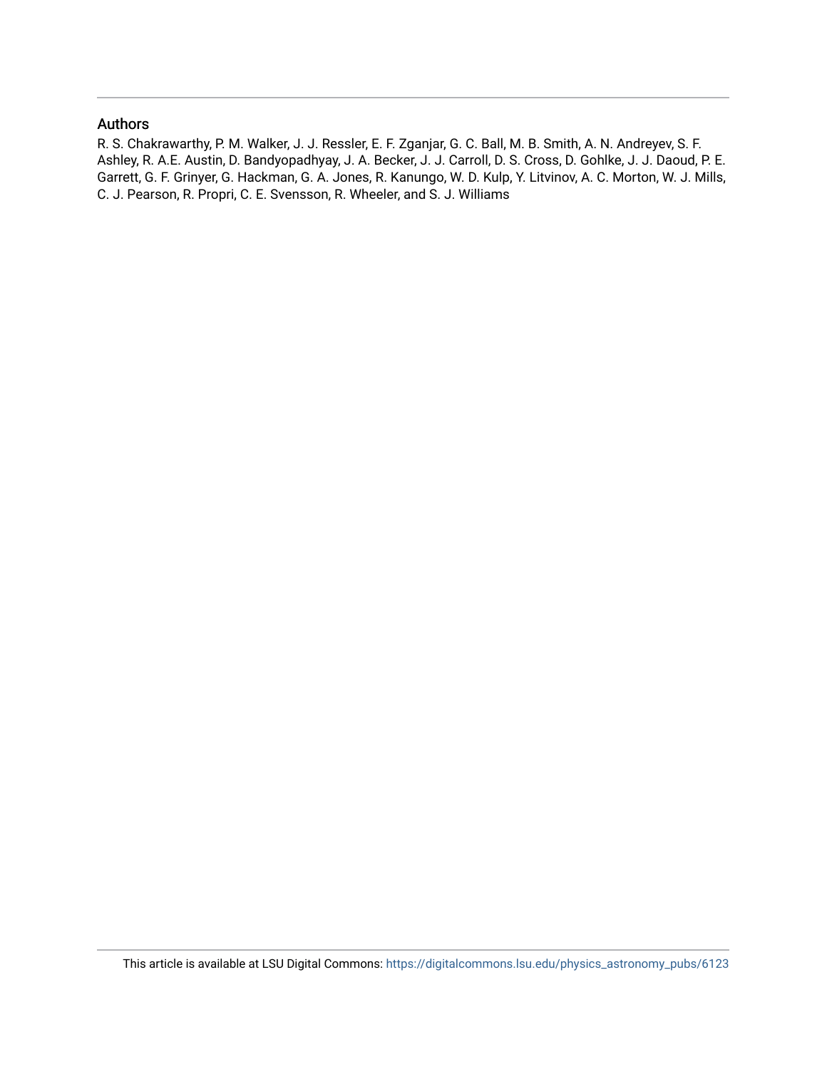## Authors

R. S. Chakrawarthy, P. M. Walker, J. J. Ressler, E. F. Zganjar, G. C. Ball, M. B. Smith, A. N. Andreyev, S. F. Ashley, R. A.E. Austin, D. Bandyopadhyay, J. A. Becker, J. J. Carroll, D. S. Cross, D. Gohlke, J. J. Daoud, P. E. Garrett, G. F. Grinyer, G. Hackman, G. A. Jones, R. Kanungo, W. D. Kulp, Y. Litvinov, A. C. Morton, W. J. Mills, C. J. Pearson, R. Propri, C. E. Svensson, R. Wheeler, and S. J. Williams

This article is available at LSU Digital Commons: https://digitalcommons.lsu.edu/physics_astronomy_pubs/6123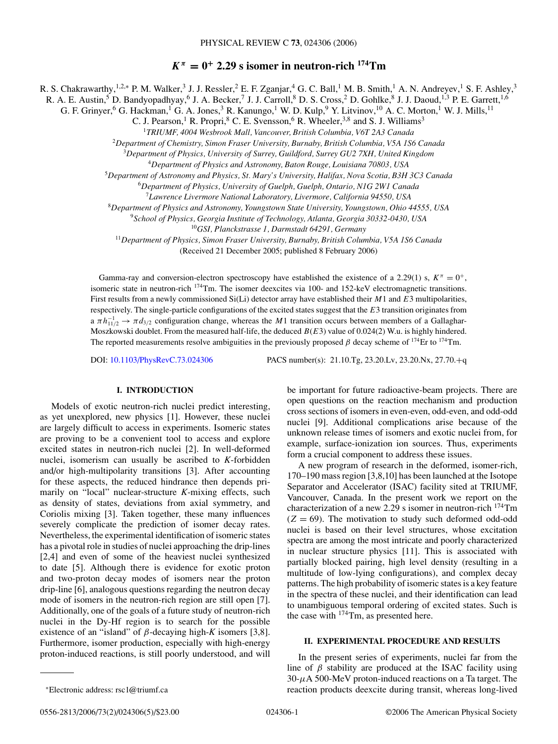# $K^{\pi} = 0^{+}$ 2.29 s isomer in neutron-rich $^{174}$Tm

R. S. Chakrawarthy,[1,2,*] P. M. Walker,[3] J. J. Ressler,[2] E. F. Zganjar,[4] G. C. Ball,[1] M. B. Smith,[1] A. N. Andreyev,[1] S. F. Ashley,[3] R. A. E. Austin,[5] D. Bandyopadhyay,[6] J. A. Becker,[7] J. J. Carroll,[8] D. S. Cross,[2] D. Gohlke,[8] J. J. Daoud,[1,3] P. E. Garrett,[1,6] G. F. Grinyer,[6] G. Hackman,[1] G. A. Jones,[3] R. Kanungo,[1] W. D. Kulp,[9] Y. Litvinov,[10] A. C. Morton,[1] W. J. Mills,[11] C. J. Pearson,[1] R. Propri,[8] C. E. Svensson,[6] R. Wheeler,[3,8] and S. J. Williams[3]

[1]*TRIUMF, 4004 Wesbrook Mall, Vancouver, British Columbia, V6T 2A3 Canada*
[2]*Department of Chemistry, Simon Fraser University, Burnaby, British Columbia, V5A 1S6 Canada*
[3]*Department of Physics, University of Surrey, Guildford, Surrey GU2 7XH, United Kingdom*
[4]*Department of Physics and Astronomy, Baton Rouge, Louisiana 70803, USA*
[5]*Department of Astronomy and Physics, St. Mary's University, Halifax, Nova Scotia, B3H 3C3 Canada*
[6]*Department of Physics, University of Guelph, Guelph, Ontario, N1G 2W1 Canada*
[7]*Lawrence Livermore National Laboratory, Livermore, California 94550, USA*
[8]*Department of Physics and Astronomy, Youngstown State University, Youngstown, Ohio 44555, USA*
[9]*School of Physics, Georgia Institute of Technology, Atlanta, Georgia 30332-0430, USA*
[10]*GSI, Planckstrasse 1, Darmstadt 64291, Germany*
[11]*Department of Physics, Simon Fraser University, Burnaby, British Columbia, V5A 1S6 Canada*

(Received 21 December 2005; published 8 February 2006)

Gamma-ray and conversion-electron spectroscopy have established the existence of a 2.29(1) s, $K^{\pi} = 0^{+}$, isomeric state in neutron-rich $^{174}$Tm. The isomer deexcites via 100- and 152-keV electromagnetic transitions. First results from a newly commissioned Si(Li) detector array have established their $M1$ and $E3$ multipolarities, respectively. The single-particle configurations of the excited states suggest that the $E3$ transition originates from a $\pi h_{11/2}^{-1} \rightarrow \pi d_{3/2}$ configuration change, whereas the $M1$ transition occurs between members of a Gallaghar-Moszkowski doublet. From the measured half-life, the deduced $B(E3)$ value of 0.024(2) W.u. is highly hindered. The reported measurements resolve ambiguities in the previously proposed $\beta$ decay scheme of $^{174}$Er to $^{174}$Tm.

DOI: 10.1103/PhysRevC.73.024306  PACS number(s): 21.10.Tg, 23.20.Lv, 23.20.Nx, 27.70.+q

## I. INTRODUCTION

Models of exotic neutron-rich nuclei predict interesting, as yet unexplored, new physics [1]. However, these nuclei are largely difficult to access in experiments. Isomeric states are proving to be a convenient tool to access and explore excited states in neutron-rich nuclei [2]. In well-deformed nuclei, isomerism can usually be ascribed to $K$-forbidden and/or high-multipolarity transitions [3]. After accounting for these aspects, the reduced hindrance then depends primarily on "local" nuclear-structure $K$-mixing effects, such as density of states, deviations from axial symmetry, and Coriolis mixing [3]. Taken together, these many influences severely complicate the prediction of isomer decay rates. Nevertheless, the experimental identification of isomeric states has a pivotal role in studies of nuclei approaching the drip-lines [2,4] and even of some of the heaviest nuclei synthesized to date [5]. Although there is evidence for exotic proton and two-proton decay modes of isomers near the proton drip-line [6], analogous questions regarding the neutron decay mode of isomers in the neutron-rich region are still open [7]. Additionally, one of the goals of a future study of neutron-rich nuclei in the Dy-Hf region is to search for the possible existence of an "island" of $\beta$-decaying high-$K$ isomers [3,8]. Furthermore, isomer production, especially with high-energy proton-induced reactions, is still poorly understood, and will be important for future radioactive-beam projects. There are open questions on the reaction mechanism and production cross sections of isomers in even-even, odd-even, and odd-odd nuclei [9]. Additional complications arise because of the unknown release times of isomers and exotic nuclei from, for example, surface-ionization ion sources. Thus, experiments form a crucial component to address these issues.

A new program of research in the deformed, isomer-rich, 170–190 mass region [3,8,10] has been launched at the Isotope Separator and Accelerator (ISAC) facility sited at TRIUMF, Vancouver, Canada. In the present work we report on the characterization of a new 2.29 s isomer in neutron-rich $^{174}$Tm ($Z = 69$). The motivation to study such deformed odd-odd nuclei is based on their level structures, whose excitation spectra are among the most intricate and poorly characterized in nuclear structure physics [11]. This is associated with partially blocked pairing, high level density (resulting in a multitude of low-lying configurations), and complex decay patterns. The high probability of isomeric states is a key feature in the spectra of these nuclei, and their identification can lead to unambiguous temporal ordering of excited states. Such is the case with $^{174}$Tm, as presented here.

## II. EXPERIMENTAL PROCEDURE AND RESULTS

In the present series of experiments, nuclei far from the line of $\beta$ stability are produced at the ISAC facility using 30-$\mu$A 500-MeV proton-induced reactions on a Ta target. The reaction products deexcite during transit, whereas long-lived

*Electronic address: rsc1@triumf.ca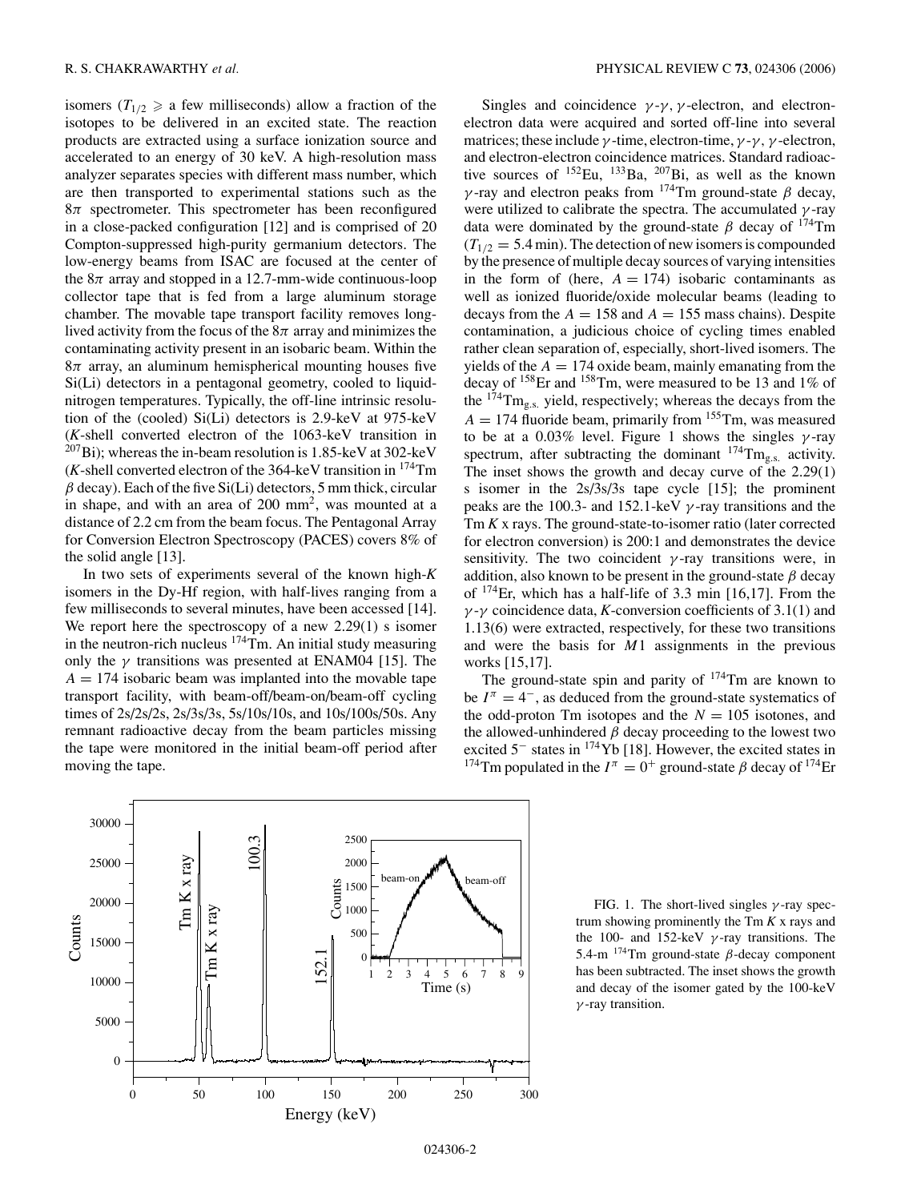isomers ($T_{1/2} \geqslant$ a few milliseconds) allow a fraction of the isotopes to be delivered in an excited state. The reaction products are extracted using a surface ionization source and accelerated to an energy of 30 keV. A high-resolution mass analyzer separates species with different mass number, which are then transported to experimental stations such as the $8\pi$ spectrometer. This spectrometer has been reconfigured in a close-packed configuration [12] and is comprised of 20 Compton-suppressed high-purity germanium detectors. The low-energy beams from ISAC are focused at the center of the $8\pi$ array and stopped in a 12.7-mm-wide continuous-loop collector tape that is fed from a large aluminum storage chamber. The movable tape transport facility removes long-lived activity from the focus of the $8\pi$ array and minimizes the contaminating activity present in an isobaric beam. Within the $8\pi$ array, an aluminum hemispherical mounting houses five Si(Li) detectors in a pentagonal geometry, cooled to liquid-nitrogen temperatures. Typically, the off-line intrinsic resolution of the (cooled) Si(Li) detectors is 2.9-keV at 975-keV ($K$-shell converted electron of the 1063-keV transition in $^{207}$Bi); whereas the in-beam resolution is 1.85-keV at 302-keV ($K$-shell converted electron of the 364-keV transition in $^{174}$Tm $\beta$ decay). Each of the five Si(Li) detectors, 5 mm thick, circular in shape, and with an area of 200 mm$^2$, was mounted at a distance of 2.2 cm from the beam focus. The Pentagonal Array for Conversion Electron Spectroscopy (PACES) covers 8% of the solid angle [13].

In two sets of experiments several of the known high-$K$ isomers in the Dy-Hf region, with half-lives ranging from a few milliseconds to several minutes, have been accessed [14]. We report here the spectroscopy of a new 2.29(1) s isomer in the neutron-rich nucleus $^{174}$Tm. An initial study measuring only the $\gamma$ transitions was presented at ENAM04 [15]. The $A = 174$ isobaric beam was implanted into the movable tape transport facility, with beam-off/beam-on/beam-off cycling times of 2s/2s/2s, 2s/3s/3s, 5s/10s/10s, and 10s/100s/50s. Any remnant radioactive decay from the beam particles missing the tape were monitored in the initial beam-off period after moving the tape.

Singles and coincidence $\gamma$-$\gamma$, $\gamma$-electron, and electron-electron data were acquired and sorted off-line into several matrices; these include $\gamma$-time, electron-time, $\gamma$-$\gamma$, $\gamma$-electron, and electron-electron coincidence matrices. Standard radioactive sources of $^{152}$Eu, $^{133}$Ba, $^{207}$Bi, as well as the known $\gamma$-ray and electron peaks from $^{174}$Tm ground-state $\beta$ decay, were utilized to calibrate the spectra. The accumulated $\gamma$-ray data were dominated by the ground-state $\beta$ decay of $^{174}$Tm ($T_{1/2} = 5.4$ min). The detection of new isomers is compounded by the presence of multiple decay sources of varying intensities in the form of (here, $A = 174$) isobaric contaminants as well as ionized fluoride/oxide molecular beams (leading to decays from the $A = 158$ and $A = 155$ mass chains). Despite contamination, a judicious choice of cycling times enabled rather clean separation of, especially, short-lived isomers. The yields of the $A = 174$ oxide beam, mainly emanating from the decay of $^{158}$Er and $^{158}$Tm, were measured to be 13 and 1% of the $^{174}$Tm$_{\text{g.s.}}$ yield, respectively; whereas the decays from the $A = 174$ fluoride beam, primarily from $^{155}$Tm, was measured to be at a 0.03% level. Figure 1 shows the singles $\gamma$-ray spectrum, after subtracting the dominant $^{174}$Tm$_{\text{g.s.}}$ activity. The inset shows the growth and decay curve of the 2.29(1) s isomer in the 2s/3s/3s tape cycle [15]; the prominent peaks are the 100.3- and 152.1-keV $\gamma$-ray transitions and the Tm $K$ x rays. The ground-state-to-isomer ratio (later corrected for electron conversion) is 200:1 and demonstrates the device sensitivity. The two coincident $\gamma$-ray transitions were, in addition, also known to be present in the ground-state $\beta$ decay of $^{174}$Er, which has a half-life of 3.3 min [16,17]. From the $\gamma$-$\gamma$ coincidence data, $K$-conversion coefficients of 3.1(1) and 1.13(6) were extracted, respectively, for these two transitions and were the basis for $M1$ assignments in the previous works [15,17].

The ground-state spin and parity of $^{174}$Tm are known to be $I^\pi = 4^-$, as deduced from the ground-state systematics of the odd-proton Tm isotopes and the $N = 105$ isotones, and the allowed-unhindered $\beta$ decay proceeding to the lowest two excited $5^-$ states in $^{174}$Yb [18]. However, the excited states in $^{174}$Tm populated in the $I^\pi = 0^+$ ground-state $\beta$ decay of $^{174}$Er

FIG. 1. The short-lived singles $\gamma$-ray spectrum showing prominently the Tm $K$ x rays and the 100- and 152-keV $\gamma$-ray transitions. The 5.4-m $^{174}$Tm ground-state $\beta$-decay component has been subtracted. The inset shows the growth and decay of the isomer gated by the 100-keV $\gamma$-ray transition.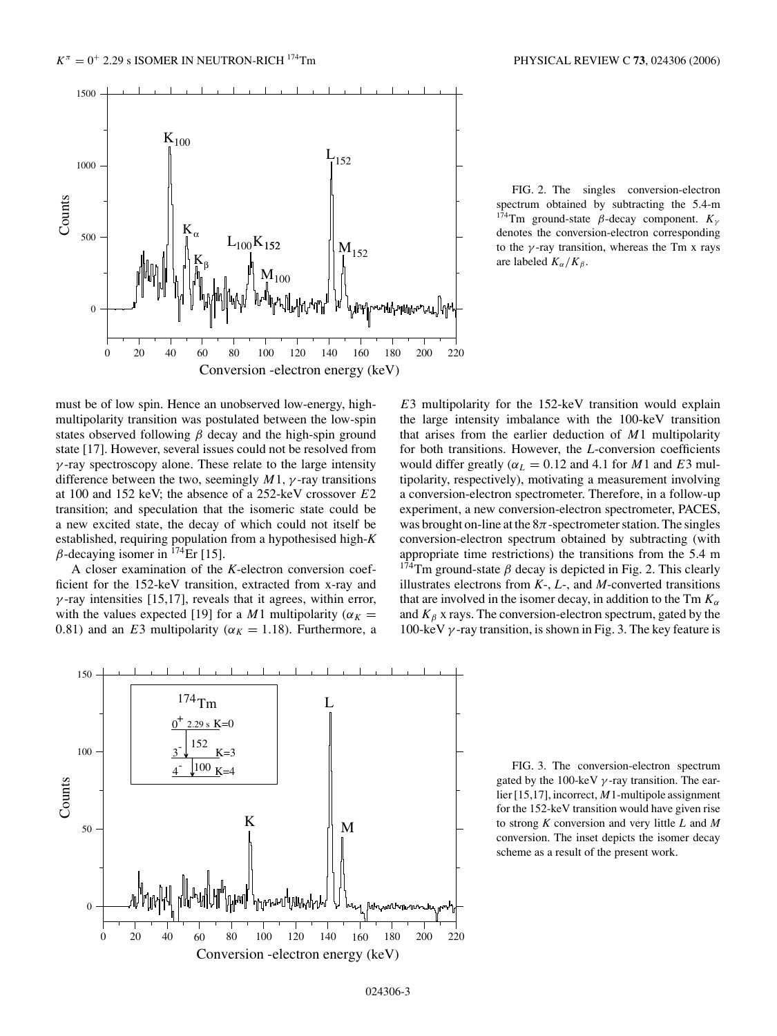FIG. 2. The singles conversion-electron spectrum obtained by subtracting the 5.4-m $^{174}$Tm ground-state $\beta$-decay component. $K_\gamma$ denotes the conversion-electron corresponding to the $\gamma$-ray transition, whereas the Tm x rays are labeled $K_\alpha/K_\beta$.

must be of low spin. Hence an unobserved low-energy, high-multipolarity transition was postulated between the low-spin states observed following $\beta$ decay and the high-spin ground state [17]. However, several issues could not be resolved from $\gamma$-ray spectroscopy alone. These relate to the large intensity difference between the two, seemingly $M1$, $\gamma$-ray transitions at 100 and 152 keV; the absence of a 252-keV crossover $E2$ transition; and speculation that the isomeric state could be a new excited state, the decay of which could not itself be established, requiring population from a hypothesised high-$K$ $\beta$-decaying isomer in $^{174}$Er [15].

A closer examination of the $K$-electron conversion coefficient for the 152-keV transition, extracted from x-ray and $\gamma$-ray intensities [15,17], reveals that it agrees, within error, with the values expected [19] for a $M1$ multipolarity ($\alpha_K = 0.81$) and an $E3$ multipolarity ($\alpha_K = 1.18$). Furthermore, a $E3$ multipolarity for the 152-keV transition would explain the large intensity imbalance with the 100-keV transition that arises from the earlier deduction of $M1$ multipolarity for both transitions. However, the $L$-conversion coefficients would differ greatly ($\alpha_L = 0.12$ and 4.1 for $M1$ and $E3$ multipolarity, respectively), motivating a measurement involving a conversion-electron spectrometer. Therefore, in a follow-up experiment, a new conversion-electron spectrometer, PACES, was brought on-line at the $8\pi$-spectrometer station. The singles conversion-electron spectrum obtained by subtracting (with appropriate time restrictions) the transitions from the 5.4 m $^{174}$Tm ground-state $\beta$ decay is depicted in Fig. 2. This clearly illustrates electrons from $K$-, $L$-, and $M$-converted transitions that are involved in the isomer decay, in addition to the Tm $K_\alpha$ and $K_\beta$ x rays. The conversion-electron spectrum, gated by the 100-keV $\gamma$-ray transition, is shown in Fig. 3. The key feature is

FIG. 3. The conversion-electron spectrum gated by the 100-keV $\gamma$-ray transition. The earlier [15,17], incorrect, $M1$-multipole assignment for the 152-keV transition would have given rise to strong $K$ conversion and very little $L$ and $M$ conversion. The inset depicts the isomer decay scheme as a result of the present work.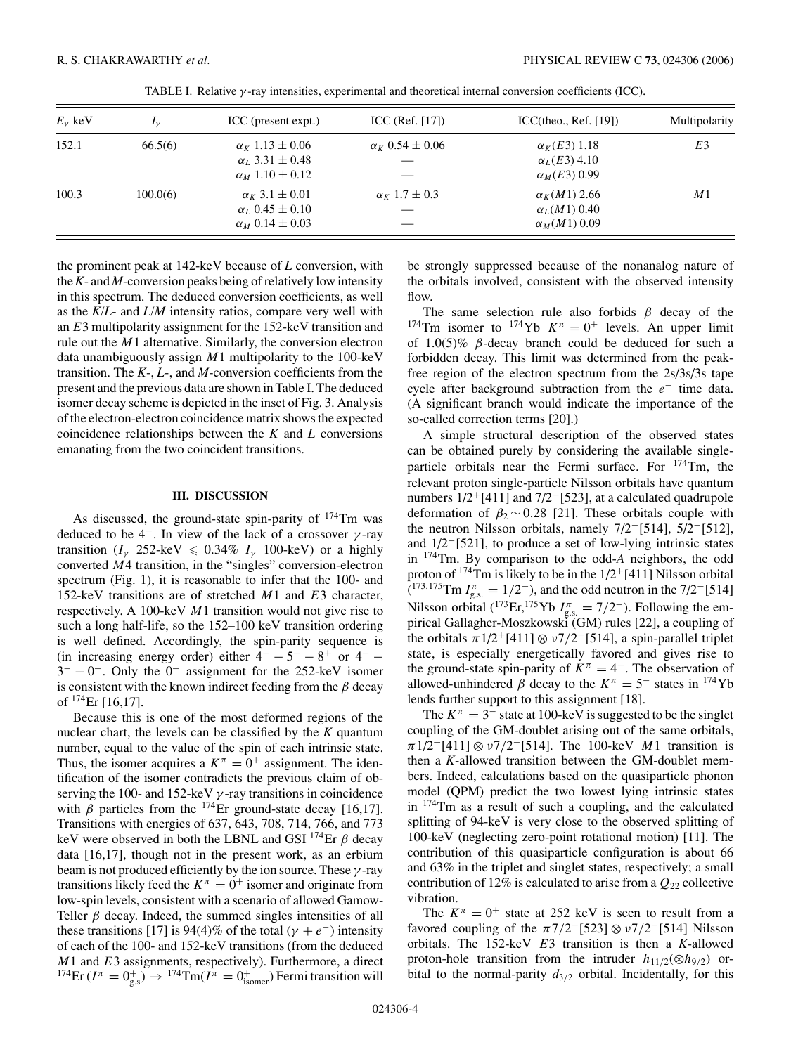TABLE I. Relative $\gamma$-ray intensities, experimental and theoretical internal conversion coefficients (ICC).

| $E_\gamma$ keV | $I_\gamma$ | ICC (present expt.) | ICC (Ref. [17]) | ICC(theo., Ref. [19]) | Multipolarity |
|---|---|---|---|---|---|
| 152.1 | 66.5(6) | $\alpha_K$ 1.13 ± 0.06 | $\alpha_K$ 0.54 ± 0.06 | $\alpha_K(E3)$ 1.18 | $E3$ |
| | | $\alpha_L$ 3.31 ± 0.48 | — | $\alpha_L(E3)$ 4.10 | |
| | | $\alpha_M$ 1.10 ± 0.12 | — | $\alpha_M(E3)$ 0.99 | |
| 100.3 | 100.0(6) | $\alpha_K$ 3.1 ± 0.01 | $\alpha_K$ 1.7 ± 0.3 | $\alpha_K(M1)$ 2.66 | $M1$ |
| | | $\alpha_L$ 0.45 ± 0.10 | — | $\alpha_L(M1)$ 0.40 | |
| | | $\alpha_M$ 0.14 ± 0.03 | — | $\alpha_M(M1)$ 0.09 | |

the prominent peak at 142-keV because of $L$ conversion, with the $K$- and $M$-conversion peaks being of relatively low intensity in this spectrum. The deduced conversion coefficients, as well as the $K/L$- and $L/M$ intensity ratios, compare very well with an $E3$ multipolarity assignment for the 152-keV transition and rule out the $M1$ alternative. Similarly, the conversion electron data unambiguously assign $M1$ multipolarity to the 100-keV transition. The $K$-, $L$-, and $M$-conversion coefficients from the present and the previous data are shown in Table I. The deduced isomer decay scheme is depicted in the inset of Fig. 3. Analysis of the electron-electron coincidence matrix shows the expected coincidence relationships between the $K$ and $L$ conversions emanating from the two coincident transitions.

## III. DISCUSSION

As discussed, the ground-state spin-parity of $^{174}$Tm was deduced to be $4^-$. In view of the lack of a crossover $\gamma$-ray transition ($I_\gamma$ 252-keV $\leqslant$ 0.34% $I_\gamma$ 100-keV) or a highly converted $M4$ transition, in the "singles" conversion-electron spectrum (Fig. 1), it is reasonable to infer that the 100- and 152-keV transitions are of stretched $M1$ and $E3$ character, respectively. A 100-keV $M1$ transition would not give rise to such a long half-life, so the 152–100 keV transition ordering is well defined. Accordingly, the spin-parity sequence is (in increasing energy order) either $4^- - 5^- - 8^+$ or $4^- - 3^- - 0^+$. Only the $0^+$ assignment for the 252-keV isomer is consistent with the known indirect feeding from the $\beta$ decay of $^{174}$Er [16,17].

Because this is one of the most deformed regions of the nuclear chart, the levels can be classified by the $K$ quantum number, equal to the value of the spin of each intrinsic state. Thus, the isomer acquires a $K^\pi = 0^+$ assignment. The identification of the isomer contradicts the previous claim of observing the 100- and 152-keV $\gamma$-ray transitions in coincidence with $\beta$ particles from the $^{174}$Er ground-state decay [16,17]. Transitions with energies of 637, 643, 708, 714, 766, and 773 keV were observed in both the LBNL and GSI $^{174}$Er $\beta$ decay data [16,17], though not in the present work, as an erbium beam is not produced efficiently by the ion source. These $\gamma$-ray transitions likely feed the $K^\pi = 0^+$ isomer and originate from low-spin levels, consistent with a scenario of allowed Gamow-Teller $\beta$ decay. Indeed, the summed singles intensities of all these transitions [17] is 94(4)% of the total ($\gamma + e^-$) intensity of each of the 100- and 152-keV transitions (from the deduced $M1$ and $E3$ assignments, respectively). Furthermore, a direct $^{174}$Er ($I^\pi = 0^+_{\text{g.s}}$) $\rightarrow$ $^{174}$Tm($I^\pi = 0^+_{\text{isomer}}$) Fermi transition will be strongly suppressed because of the nonanalog nature of the orbitals involved, consistent with the observed intensity flow.

The same selection rule also forbids $\beta$ decay of the $^{174}$Tm isomer to $^{174}$Yb $K^\pi = 0^+$ levels. An upper limit of 1.0(5)% $\beta$-decay branch could be deduced for such a forbidden decay. This limit was determined from the peak-free region of the electron spectrum from the 2s/3s/3s tape cycle after background subtraction from the $e^-$ time data. (A significant branch would indicate the importance of the so-called correction terms [20].)

A simple structural description of the observed states can be obtained purely by considering the available single-particle orbitals near the Fermi surface. For $^{174}$Tm, the relevant proton single-particle Nilsson orbitals have quantum numbers $1/2^+[411]$ and $7/2^-[523]$, at a calculated quadrupole deformation of $\beta_2 \sim 0.28$ [21]. These orbitals couple with the neutron Nilsson orbitals, namely $7/2^-[514]$, $5/2^-[512]$, and $1/2^-[521]$, to produce a set of low-lying intrinsic states in $^{174}$Tm. By comparison to the odd-$A$ neighbors, the odd proton of $^{174}$Tm is likely to be in the $1/2^+[411]$ Nilsson orbital ($^{173,175}$Tm $I^\pi_{\text{g.s.}} = 1/2^+$), and the odd neutron in the $7/2^-[514]$ Nilsson orbital ($^{173}$Er,$^{175}$Yb $I^\pi_{\text{g.s.}} = 7/2^-$). Following the empirical Gallagher-Moszkowski (GM) rules [22], a coupling of the orbitals $\pi 1/2^+[411] \otimes \nu 7/2^-[514]$, a spin-parallel triplet state, is especially energetically favored and gives rise to the ground-state spin-parity of $K^\pi = 4^-$. The observation of allowed-unhindered $\beta$ decay to the $K^\pi = 5^-$ states in $^{174}$Yb lends further support to this assignment [18].

The $K^\pi = 3^-$ state at 100-keV is suggested to be the singlet coupling of the GM-doublet arising out of the same orbitals, $\pi 1/2^+[411] \otimes \nu 7/2^-[514]$. The 100-keV $M1$ transition is then a $K$-allowed transition between the GM-doublet members. Indeed, calculations based on the quasiparticle phonon model (QPM) predict the two lowest lying intrinsic states in $^{174}$Tm as a result of such a coupling, and the calculated splitting of 94-keV is very close to the observed splitting of 100-keV (neglecting zero-point rotational motion) [11]. The contribution of this quasiparticle configuration is about 66 and 63% in the triplet and singlet states, respectively; a small contribution of 12% is calculated to arise from a $Q_{22}$ collective vibration.

The $K^\pi = 0^+$ state at 252 keV is seen to result from a favored coupling of the $\pi 7/2^-[523] \otimes \nu 7/2^-[514]$ Nilsson orbitals. The 152-keV $E3$ transition is then a $K$-allowed proton-hole transition from the intruder $h_{11/2}(\otimes h_{9/2})$ orbital to the normal-parity $d_{3/2}$ orbital. Incidentally, for this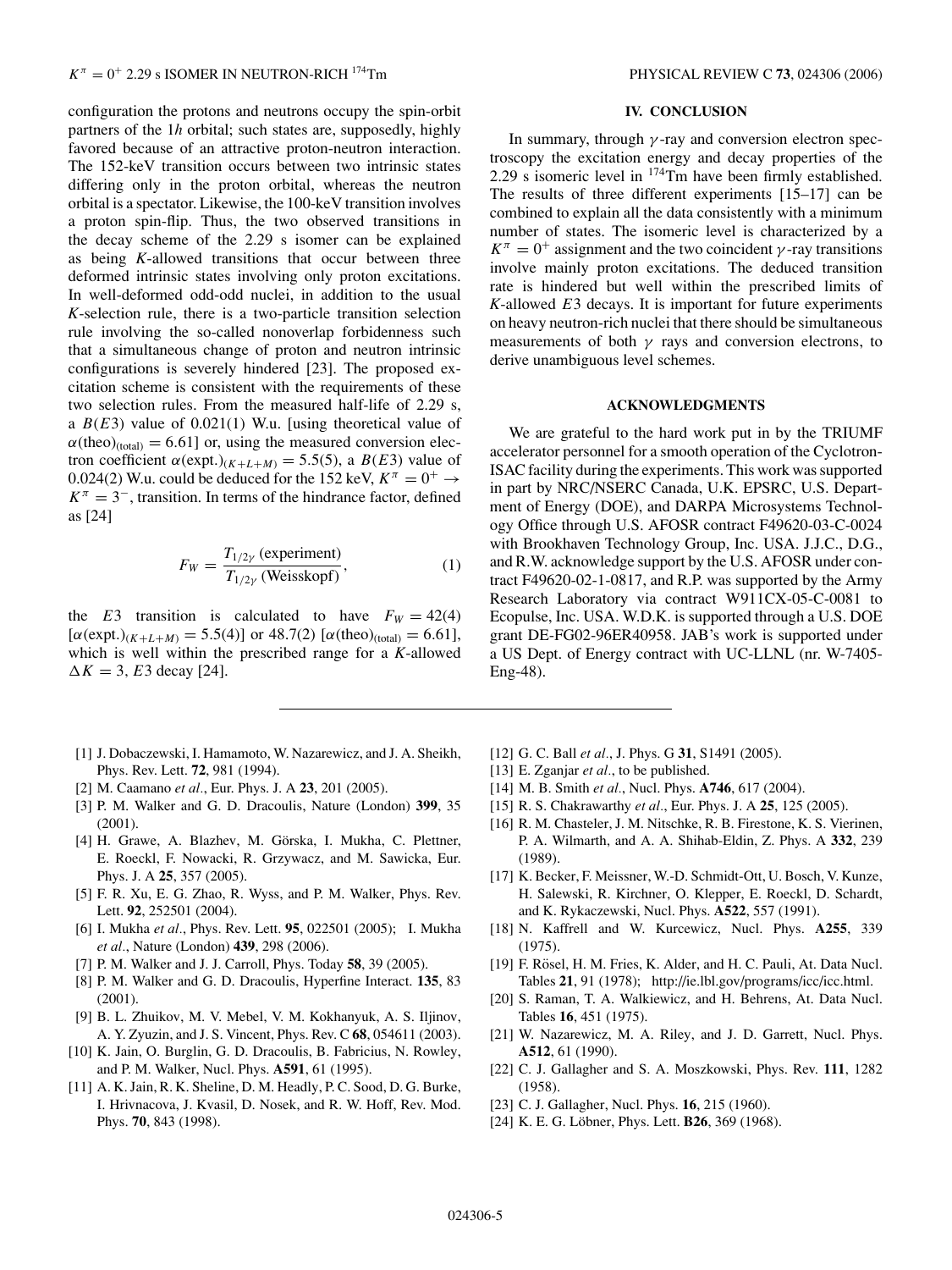configuration the protons and neutrons occupy the spin-orbit partners of the 1$h$ orbital; such states are, supposedly, highly favored because of an attractive proton-neutron interaction. The 152-keV transition occurs between two intrinsic states differing only in the proton orbital, whereas the neutron orbital is a spectator. Likewise, the 100-keV transition involves a proton spin-flip. Thus, the two observed transitions in the decay scheme of the 2.29 s isomer can be explained as being $K$-allowed transitions that occur between three deformed intrinsic states involving only proton excitations. In well-deformed odd-odd nuclei, in addition to the usual $K$-selection rule, there is a two-particle transition selection rule involving the so-called nonoverlap forbiddenness such that a simultaneous change of proton and neutron intrinsic configurations is severely hindered [23]. The proposed excitation scheme is consistent with the requirements of these two selection rules. From the measured half-life of 2.29 s, a $B(E3)$ value of 0.021(1) W.u. [using theoretical value of $\alpha(\text{theo})_{(\text{total})} = 6.61$] or, using the measured conversion electron coefficient $\alpha(\text{expt.})_{(K+L+M)} = 5.5(5)$, a $B(E3)$ value of 0.024(2) W.u. could be deduced for the 152 keV, $K^{\pi} = 0^{+} \rightarrow K^{\pi} = 3^{-}$, transition. In terms of the hindrance factor, defined as [24]

$$F_W = \frac{T_{1/2\gamma}\,(\text{experiment})}{T_{1/2\gamma}\,(\text{Weisskopf})}, \tag{1}$$

the $E3$ transition is calculated to have $F_W = 42(4)$ [$\alpha(\text{expt.})_{(K+L+M)} = 5.5(4)$] or 48.7(2) [$\alpha(\text{theo})_{(\text{total})} = 6.61$], which is well within the prescribed range for a $K$-allowed $\Delta K = 3$, $E3$ decay [24].

## IV. CONCLUSION

In summary, through $\gamma$-ray and conversion electron spectroscopy the excitation energy and decay properties of the 2.29 s isomeric level in $^{174}$Tm have been firmly established. The results of three different experiments [15–17] can be combined to explain all the data consistently with a minimum number of states. The isomeric level is characterized by a $K^{\pi} = 0^{+}$ assignment and the two coincident $\gamma$-ray transitions involve mainly proton excitations. The deduced transition rate is hindered but well within the prescribed limits of $K$-allowed $E3$ decays. It is important for future experiments on heavy neutron-rich nuclei that there should be simultaneous measurements of both $\gamma$ rays and conversion electrons, to derive unambiguous level schemes.

## ACKNOWLEDGMENTS

We are grateful to the hard work put in by the TRIUMF accelerator personnel for a smooth operation of the Cyclotron-ISAC facility during the experiments. This work was supported in part by NRC/NSERC Canada, U.K. EPSRC, U.S. Department of Energy (DOE), and DARPA Microsystems Technology Office through U.S. AFOSR contract F49620-03-C-0024 with Brookhaven Technology Group, Inc. USA. J.J.C., D.G., and R.W. acknowledge support by the U.S. AFOSR under contract F49620-02-1-0817, and R.P. was supported by the Army Research Laboratory via contract W911CX-05-C-0081 to Ecopulse, Inc. USA. W.D.K. is supported through a U.S. DOE grant DE-FG02-96ER40958. JAB's work is supported under a US Dept. of Energy contract with UC-LLNL (nr. W-7405-Eng-48).

---

[1] J. Dobaczewski, I. Hamamoto, W. Nazarewicz, and J. A. Sheikh, Phys. Rev. Lett. **72**, 981 (1994).

[2] M. Caamano *et al.*, Eur. Phys. J. A **23**, 201 (2005).

[3] P. M. Walker and G. D. Dracoulis, Nature (London) **399**, 35 (2001).

[4] H. Grawe, A. Blazhev, M. Górska, I. Mukha, C. Plettner, E. Roeckl, F. Nowacki, R. Grzywacz, and M. Sawicka, Eur. Phys. J. A **25**, 357 (2005).

[5] F. R. Xu, E. G. Zhao, R. Wyss, and P. M. Walker, Phys. Rev. Lett. **92**, 252501 (2004).

[6] I. Mukha *et al.*, Phys. Rev. Lett. **95**, 022501 (2005); I. Mukha *et al.*, Nature (London) **439**, 298 (2006).

[7] P. M. Walker and J. J. Carroll, Phys. Today **58**, 39 (2005).

[8] P. M. Walker and G. D. Dracoulis, Hyperfine Interact. **135**, 83 (2001).

[9] B. L. Zhuikov, M. V. Mebel, V. M. Kokhanyuk, A. S. Iljinov, A. Y. Zyuzin, and J. S. Vincent, Phys. Rev. C **68**, 054611 (2003).

[10] K. Jain, O. Burglin, G. D. Dracoulis, B. Fabricius, N. Rowley, and P. M. Walker, Nucl. Phys. **A591**, 61 (1995).

[11] A. K. Jain, R. K. Sheline, D. M. Headly, P. C. Sood, D. G. Burke, I. Hrivnacova, J. Kvasil, D. Nosek, and R. W. Hoff, Rev. Mod. Phys. **70**, 843 (1998).

[12] G. C. Ball *et al.*, J. Phys. G **31**, S1491 (2005).

[13] E. Zganjar *et al.*, to be published.

[14] M. B. Smith *et al.*, Nucl. Phys. **A746**, 617 (2004).

[15] R. S. Chakrawarthy *et al.*, Eur. Phys. J. A **25**, 125 (2005).

[16] R. M. Chasteler, J. M. Nitschke, R. B. Firestone, K. S. Vierinen, P. A. Wilmarth, and A. A. Shihab-Eldin, Z. Phys. A **332**, 239 (1989).

[17] K. Becker, F. Meissner, W.-D. Schmidt-Ott, U. Bosch, V. Kunze, H. Salewski, R. Kirchner, O. Klepper, E. Roeckl, D. Schardt, and K. Rykaczewski, Nucl. Phys. **A522**, 557 (1991).

[18] N. Kaffrell and W. Kurcewicz, Nucl. Phys. **A255**, 339 (1975).

[19] F. Rösel, H. M. Fries, K. Alder, and H. C. Pauli, At. Data Nucl. Tables **21**, 91 (1978); http://ie.lbl.gov/programs/icc/icc.html.

[20] S. Raman, T. A. Walkiewicz, and H. Behrens, At. Data Nucl. Tables **16**, 451 (1975).

[21] W. Nazarewicz, M. A. Riley, and J. D. Garrett, Nucl. Phys. **A512**, 61 (1990).

[22] C. J. Gallagher and S. A. Moszkowski, Phys. Rev. **111**, 1282 (1958).

[23] C. J. Gallagher, Nucl. Phys. **16**, 215 (1960).

[24] K. E. G. Löbner, Phys. Lett. **B26**, 369 (1968).